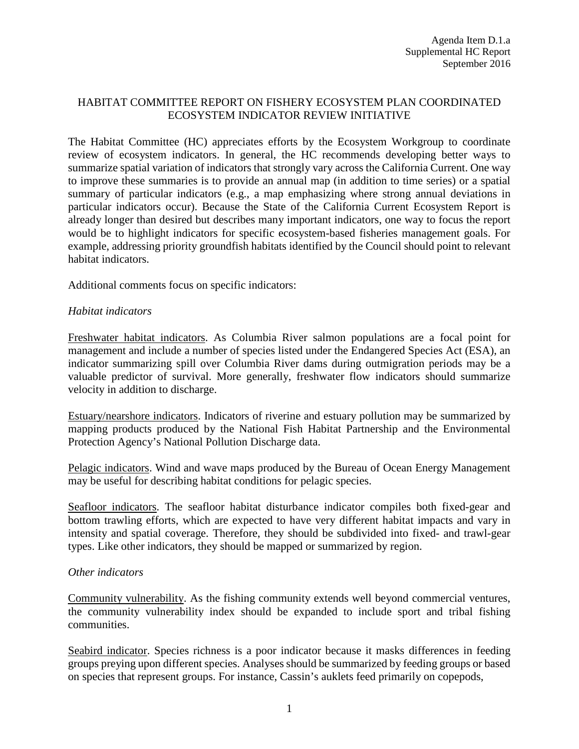Agenda Item D.1.a
Supplemental HC Report
September 2016

# HABITAT COMMITTEE REPORT ON FISHERY ECOSYSTEM PLAN COORDINATED ECOSYSTEM INDICATOR REVIEW INITIATIVE

The Habitat Committee (HC) appreciates efforts by the Ecosystem Workgroup to coordinate review of ecosystem indicators. In general, the HC recommends developing better ways to summarize spatial variation of indicators that strongly vary across the California Current. One way to improve these summaries is to provide an annual map (in addition to time series) or a spatial summary of particular indicators (e.g., a map emphasizing where strong annual deviations in particular indicators occur). Because the State of the California Current Ecosystem Report is already longer than desired but describes many important indicators, one way to focus the report would be to highlight indicators for specific ecosystem-based fisheries management goals. For example, addressing priority groundfish habitats identified by the Council should point to relevant habitat indicators.

Additional comments focus on specific indicators:

*Habitat indicators*

Freshwater habitat indicators. As Columbia River salmon populations are a focal point for management and include a number of species listed under the Endangered Species Act (ESA), an indicator summarizing spill over Columbia River dams during outmigration periods may be a valuable predictor of survival. More generally, freshwater flow indicators should summarize velocity in addition to discharge.

Estuary/nearshore indicators. Indicators of riverine and estuary pollution may be summarized by mapping products produced by the National Fish Habitat Partnership and the Environmental Protection Agency's National Pollution Discharge data.

Pelagic indicators. Wind and wave maps produced by the Bureau of Ocean Energy Management may be useful for describing habitat conditions for pelagic species.

Seafloor indicators. The seafloor habitat disturbance indicator compiles both fixed-gear and bottom trawling efforts, which are expected to have very different habitat impacts and vary in intensity and spatial coverage. Therefore, they should be subdivided into fixed- and trawl-gear types. Like other indicators, they should be mapped or summarized by region.

*Other indicators*

Community vulnerability. As the fishing community extends well beyond commercial ventures, the community vulnerability index should be expanded to include sport and tribal fishing communities.

Seabird indicator. Species richness is a poor indicator because it masks differences in feeding groups preying upon different species. Analyses should be summarized by feeding groups or based on species that represent groups. For instance, Cassin's auklets feed primarily on copepods,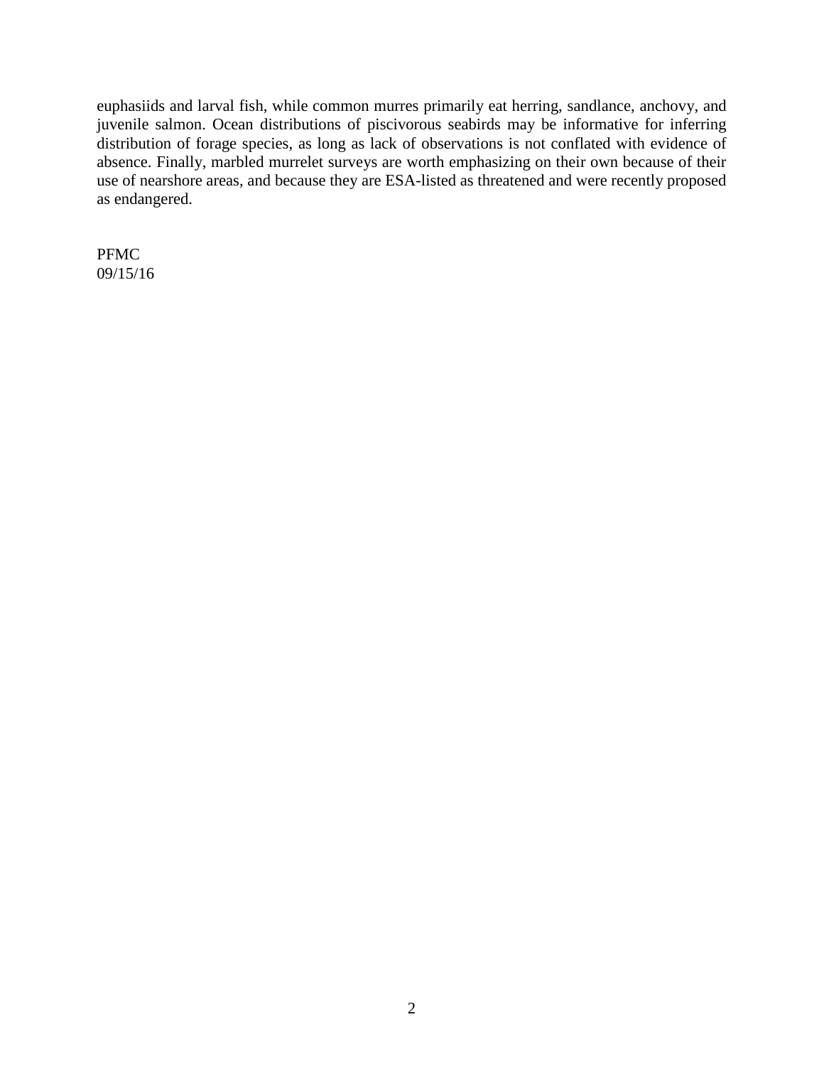euphasiids and larval fish, while common murres primarily eat herring, sandlance, anchovy, and juvenile salmon. Ocean distributions of piscivorous seabirds may be informative for inferring distribution of forage species, as long as lack of observations is not conflated with evidence of absence. Finally, marbled murrelet surveys are worth emphasizing on their own because of their use of nearshore areas, and because they are ESA-listed as threatened and were recently proposed as endangered.

PFMC
09/15/16